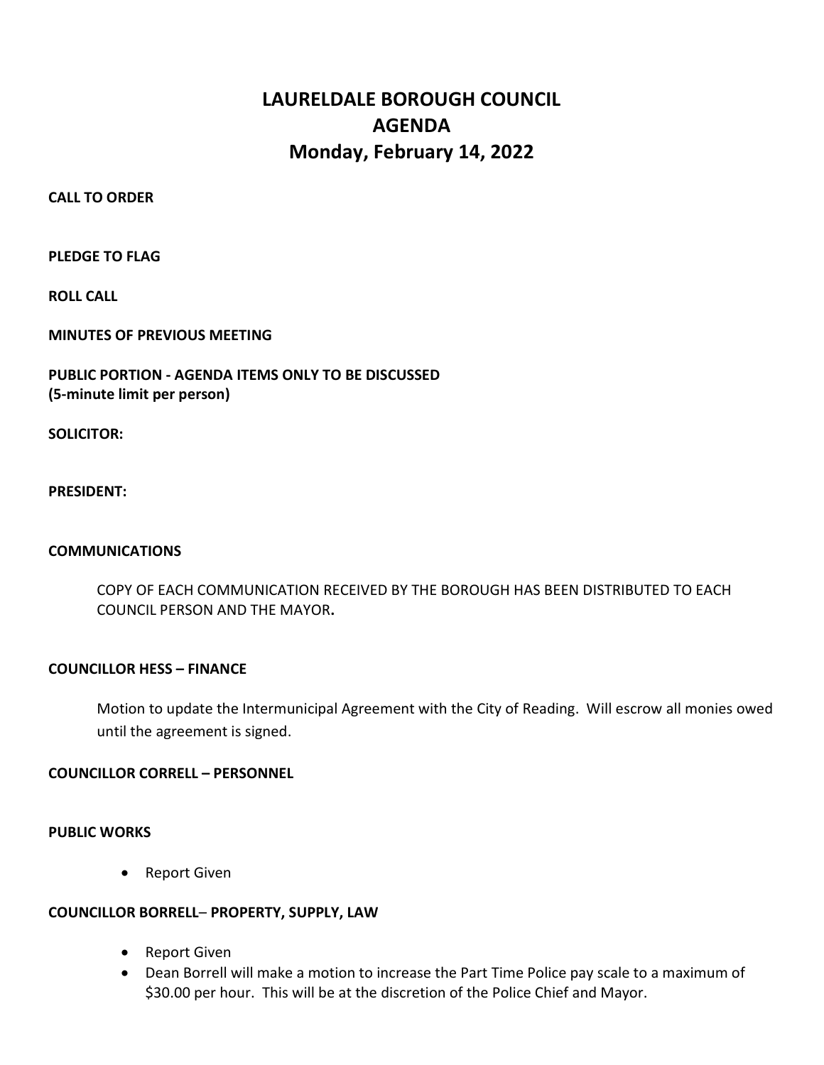# LAURELDALE BOROUGH COUNCIL
# AGENDA
# Monday, February 14, 2022

**CALL TO ORDER**

**PLEDGE TO FLAG**

**ROLL CALL**

**MINUTES OF PREVIOUS MEETING**

**PUBLIC PORTION - AGENDA ITEMS ONLY TO BE DISCUSSED**
**(5-minute limit per person)**

**SOLICITOR:**

**PRESIDENT:**

**COMMUNICATIONS**

COPY OF EACH COMMUNICATION RECEIVED BY THE BOROUGH HAS BEEN DISTRIBUTED TO EACH COUNCIL PERSON AND THE MAYOR**.**

**COUNCILLOR HESS – FINANCE**

Motion to update the Intermunicipal Agreement with the City of Reading. Will escrow all monies owed until the agreement is signed.

**COUNCILLOR CORRELL – PERSONNEL**

**PUBLIC WORKS**

- Report Given

**COUNCILLOR BORRELL– PROPERTY, SUPPLY, LAW**

- Report Given
- Dean Borrell will make a motion to increase the Part Time Police pay scale to a maximum of $30.00 per hour. This will be at the discretion of the Police Chief and Mayor.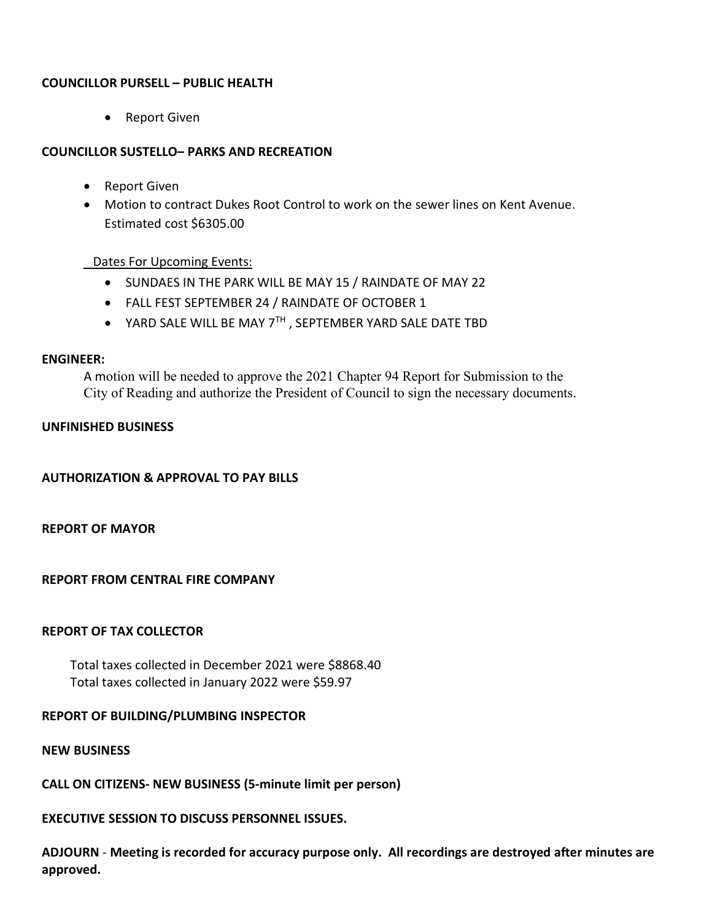**COUNCILLOR PURSELL – PUBLIC HEALTH**

- Report Given

**COUNCILLOR SUSTELLO– PARKS AND RECREATION**

- Report Given
- Motion to contract Dukes Root Control to work on the sewer lines on Kent Avenue. Estimated cost $6305.00

Dates For Upcoming Events:

- SUNDAES IN THE PARK WILL BE MAY 15 / RAINDATE OF MAY 22
- FALL FEST SEPTEMBER 24 / RAINDATE OF OCTOBER 1
- YARD SALE WILL BE MAY 7TH , SEPTEMBER YARD SALE DATE TBD

**ENGINEER:**

A motion will be needed to approve the 2021 Chapter 94 Report for Submission to the City of Reading and authorize the President of Council to sign the necessary documents.

**UNFINISHED BUSINESS**

**AUTHORIZATION & APPROVAL TO PAY BILLS**

**REPORT OF MAYOR**

**REPORT FROM CENTRAL FIRE COMPANY**

**REPORT OF TAX COLLECTOR**

Total taxes collected in December 2021 were $8868.40
Total taxes collected in January 2022 were $59.97

**REPORT OF BUILDING/PLUMBING INSPECTOR**

**NEW BUSINESS**

**CALL ON CITIZENS- NEW BUSINESS (5-minute limit per person)**

**EXECUTIVE SESSION TO DISCUSS PERSONNEL ISSUES.**

**ADJOURN** - **Meeting is recorded for accuracy purpose only. All recordings are destroyed after minutes are approved.**